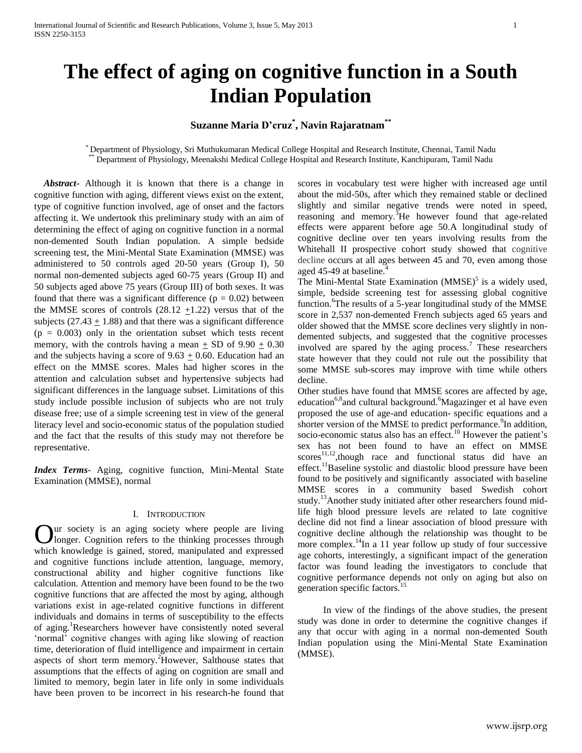# The effect of aging on cognitive function in a South Indian Population

**Suzanne Maria D'cruz[*], Navin Rajaratnam[**]**

[*] Department of Physiology, Sri Muthukumaran Medical College Hospital and Research Institute, Chennai, Tamil Nadu
[**] Department of Physiology, Meenakshi Medical College Hospital and Research Institute, Kanchipuram, Tamil Nadu

***Abstract***- Although it is known that there is a change in cognitive function with aging, different views exist on the extent, type of cognitive function involved, age of onset and the factors affecting it. We undertook this preliminary study with an aim of determining the effect of aging on cognitive function in a normal non-demented South Indian population. A simple bedside screening test, the Mini-Mental State Examination (MMSE) was administered to 50 controls aged 20-50 years (Group I), 50 normal non-demented subjects aged 60-75 years (Group II) and 50 subjects aged above 75 years (Group III) of both sexes. It was found that there was a significant difference ($p = 0.02$) between the MMSE scores of controls ($28.12 \pm 1.22$) versus that of the subjects ($27.43 \pm 1.88$) and that there was a significant difference ($p = 0.003$) only in the orientation subset which tests recent memory, with the controls having a mean $\pm$ SD of $9.90 \pm 0.30$ and the subjects having a score of $9.63 \pm 0.60$. Education had an effect on the MMSE scores. Males had higher scores in the attention and calculation subset and hypertensive subjects had significant differences in the language subset. Limitations of this study include possible inclusion of subjects who are not truly disease free; use of a simple screening test in view of the general literacy level and socio-economic status of the population studied and the fact that the results of this study may not therefore be representative.

***Index Terms***- Aging, cognitive function, Mini-Mental State Examination (MMSE), normal

## I. Introduction

Our society is an aging society where people are living longer. Cognition refers to the thinking processes through which knowledge is gained, stored, manipulated and expressed and cognitive functions include attention, language, memory, constructional ability and higher cognitive functions like calculation. Attention and memory have been found to be the two cognitive functions that are affected the most by aging, although variations exist in age-related cognitive functions in different individuals and domains in terms of susceptibility to the effects of aging.[1] Researchers however have consistently noted several 'normal' cognitive changes with aging like slowing of reaction time, deterioration of fluid intelligence and impairment in certain aspects of short term memory.[2] However, Salthouse states that assumptions that the effects of aging on cognition are small and limited to memory, begin later in life only in some individuals have been proven to be incorrect in his research-he found that scores in vocabulary test were higher with increased age until about the mid-50s, after which they remained stable or declined slightly and similar negative trends were noted in speed, reasoning and memory.[3] He however found that age-related effects were apparent before age 50. A longitudinal study of cognitive decline over ten years involving results from the Whitehall II prospective cohort study showed that cognitive decline occurs at all ages between 45 and 70, even among those aged 45-49 at baseline.[4]

The Mini-Mental State Examination (MMSE)[5] is a widely used, simple, bedside screening test for assessing global cognitive function.[6] The results of a 5-year longitudinal study of the MMSE score in 2,537 non-demented French subjects aged 65 years and older showed that the MMSE score declines very slightly in non-demented subjects, and suggested that the cognitive processes involved are spared by the aging process.[7] These researchers state however that they could not rule out the possibility that some MMSE sub-scores may improve with time while others decline.

Other studies have found that MMSE scores are affected by age, education[6,8] and cultural background.[6] Magazinger et al have even proposed the use of age-and education- specific equations and a shorter version of the MMSE to predict performance.[9] In addition, socio-economic status also has an effect.[10] However the patient's sex has not been found to have an effect on MMSE scores[11,12], though race and functional status did have an effect.[11] Baseline systolic and diastolic blood pressure have been found to be positively and significantly associated with baseline MMSE scores in a community based Swedish cohort study.[13] Another study initiated after other researchers found mid-life high blood pressure levels are related to late cognitive decline did not find a linear association of blood pressure with cognitive decline although the relationship was thought to be more complex.[14] In a 11 year follow up study of four successive age cohorts, interestingly, a significant impact of the generation factor was found leading the investigators to conclude that cognitive performance depends not only on aging but also on generation specific factors.[15]

In view of the findings of the above studies, the present study was done in order to determine the cognitive changes if any that occur with aging in a normal non-demented South Indian population using the Mini-Mental State Examination (MMSE).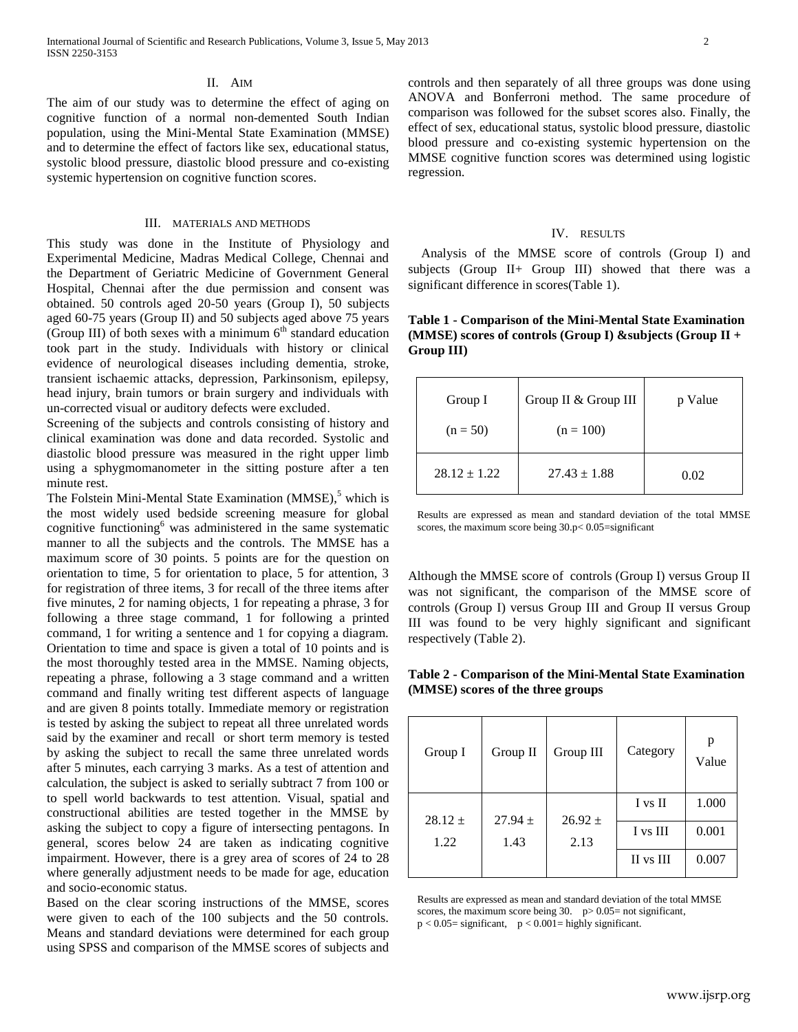## II. AIM

The aim of our study was to determine the effect of aging on cognitive function of a normal non-demented South Indian population, using the Mini-Mental State Examination (MMSE) and to determine the effect of factors like sex, educational status, systolic blood pressure, diastolic blood pressure and co-existing systemic hypertension on cognitive function scores.

## III. MATERIALS AND METHODS

This study was done in the Institute of Physiology and Experimental Medicine, Madras Medical College, Chennai and the Department of Geriatric Medicine of Government General Hospital, Chennai after the due permission and consent was obtained. 50 controls aged 20-50 years (Group I), 50 subjects aged 60-75 years (Group II) and 50 subjects aged above 75 years (Group III) of both sexes with a minimum 6$^{th}$ standard education took part in the study. Individuals with history or clinical evidence of neurological diseases including dementia, stroke, transient ischaemic attacks, depression, Parkinsonism, epilepsy, head injury, brain tumors or brain surgery and individuals with un-corrected visual or auditory defects were excluded.

Screening of the subjects and controls consisting of history and clinical examination was done and data recorded. Systolic and diastolic blood pressure was measured in the right upper limb using a sphygmomanometer in the sitting posture after a ten minute rest.

The Folstein Mini-Mental State Examination (MMSE),[5] which is the most widely used bedside screening measure for global cognitive functioning[6] was administered in the same systematic manner to all the subjects and the controls. The MMSE has a maximum score of 30 points. 5 points are for the question on orientation to time, 5 for orientation to place, 5 for attention, 3 for registration of three items, 3 for recall of the three items after five minutes, 2 for naming objects, 1 for repeating a phrase, 3 for following a three stage command, 1 for following a printed command, 1 for writing a sentence and 1 for copying a diagram. Orientation to time and space is given a total of 10 points and is the most thoroughly tested area in the MMSE. Naming objects, repeating a phrase, following a 3 stage command and a written command and finally writing test different aspects of language and are given 8 points totally. Immediate memory or registration is tested by asking the subject to repeat all three unrelated words said by the examiner and recall or short term memory is tested by asking the subject to recall the same three unrelated words after 5 minutes, each carrying 3 marks. As a test of attention and calculation, the subject is asked to serially subtract 7 from 100 or to spell world backwards to test attention. Visual, spatial and constructional abilities are tested together in the MMSE by asking the subject to copy a figure of intersecting pentagons. In general, scores below 24 are taken as indicating cognitive impairment. However, there is a grey area of scores of 24 to 28 where generally adjustment needs to be made for age, education and socio-economic status.

Based on the clear scoring instructions of the MMSE, scores were given to each of the 100 subjects and the 50 controls. Means and standard deviations were determined for each group using SPSS and comparison of the MMSE scores of subjects and controls and then separately of all three groups was done using ANOVA and Bonferroni method. The same procedure of comparison was followed for the subset scores also. Finally, the effect of sex, educational status, systolic blood pressure, diastolic blood pressure and co-existing systemic hypertension on the MMSE cognitive function scores was determined using logistic regression.

## IV. RESULTS

Analysis of the MMSE score of controls (Group I) and subjects (Group II+ Group III) showed that there was a significant difference in scores(Table 1).

**Table 1 - Comparison of the Mini-Mental State Examination (MMSE) scores of controls (Group I) &subjects (Group II + Group III)**

| Group I (n = 50) | Group II & Group III (n = 100) | p Value |
|---|---|---|
| 28.12 ± 1.22 | 27.43 ± 1.88 | 0.02 |

Results are expressed as mean and standard deviation of the total MMSE scores, the maximum score being 30.p< 0.05=significant

Although the MMSE score of controls (Group I) versus Group II was not significant, the comparison of the MMSE score of controls (Group I) versus Group III and Group II versus Group III was found to be very highly significant and significant respectively (Table 2).

**Table 2 - Comparison of the Mini-Mental State Examination (MMSE) scores of the three groups**

| Group I | Group II | Group III | Category | p Value |
|---|---|---|---|---|
| 28.12 ± 1.22 | 27.94 ± 1.43 | 26.92 ± 2.13 | I vs II | 1.000 |
| | | | I vs III | 0.001 |
| | | | II vs III | 0.007 |

Results are expressed as mean and standard deviation of the total MMSE scores, the maximum score being 30. p> 0.05= not significant, p < 0.05= significant, p < 0.001= highly significant.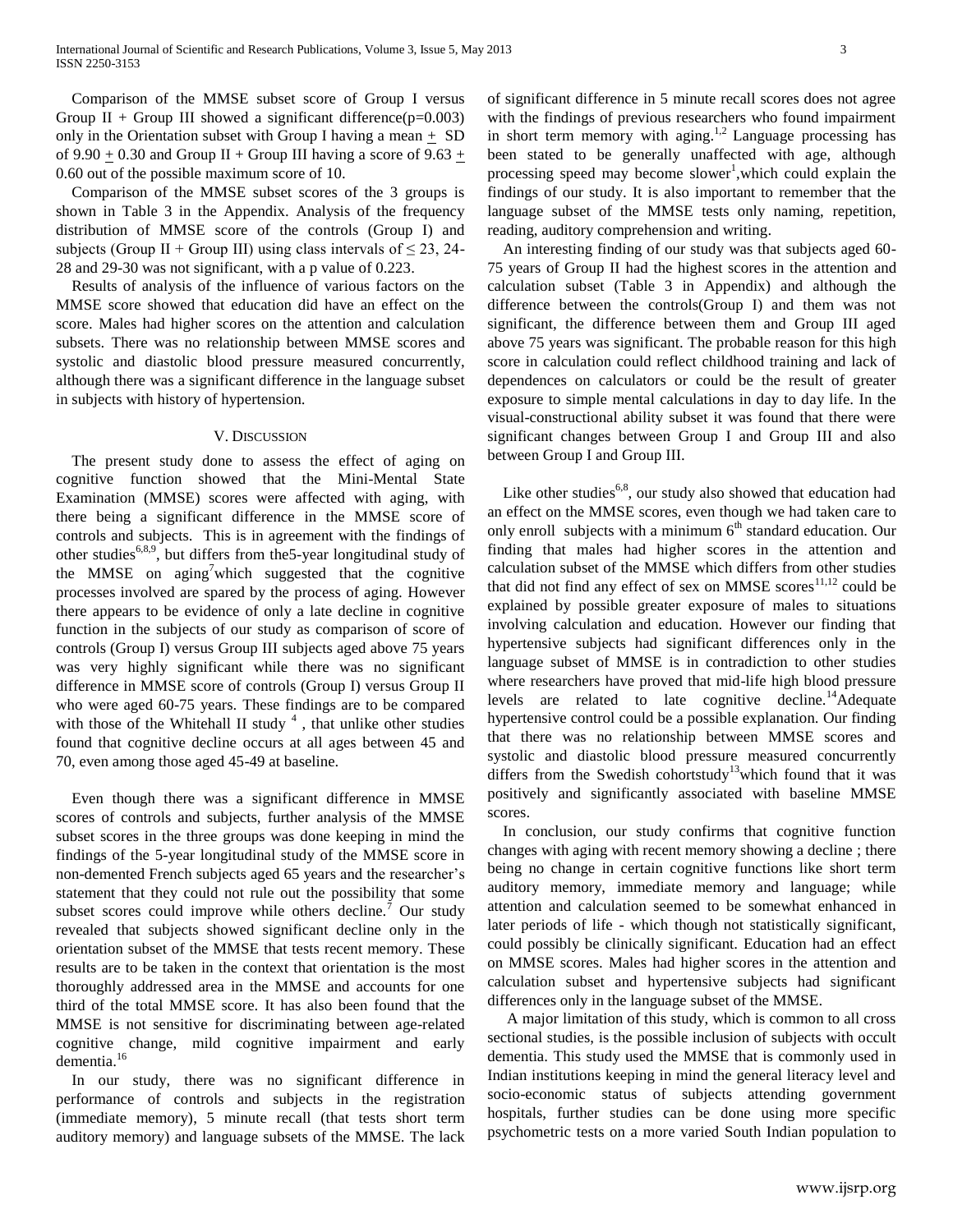Comparison of the MMSE subset score of Group I versus Group II + Group III showed a significant difference($p=0.003$) only in the Orientation subset with Group I having a mean $\pm$ SD of 9.90 $\pm$ 0.30 and Group II + Group III having a score of 9.63 $\pm$ 0.60 out of the possible maximum score of 10.

Comparison of the MMSE subset scores of the 3 groups is shown in Table 3 in the Appendix. Analysis of the frequency distribution of MMSE score of the controls (Group I) and subjects (Group II + Group III) using class intervals of $\leq 23$, 24-28 and 29-30 was not significant, with a p value of 0.223.

Results of analysis of the influence of various factors on the MMSE score showed that education did have an effect on the score. Males had higher scores on the attention and calculation subsets. There was no relationship between MMSE scores and systolic and diastolic blood pressure measured concurrently, although there was a significant difference in the language subset in subjects with history of hypertension.

## V. Discussion

The present study done to assess the effect of aging on cognitive function showed that the Mini-Mental State Examination (MMSE) scores were affected with aging, with there being a significant difference in the MMSE score of controls and subjects. This is in agreement with the findings of other studies[6,8,9], but differs from the5-year longitudinal study of the MMSE on aging[7]which suggested that the cognitive processes involved are spared by the process of aging. However there appears to be evidence of only a late decline in cognitive function in the subjects of our study as comparison of score of controls (Group I) versus Group III subjects aged above 75 years was very highly significant while there was no significant difference in MMSE score of controls (Group I) versus Group II who were aged 60-75 years. These findings are to be compared with those of the Whitehall II study [4] , that unlike other studies found that cognitive decline occurs at all ages between 45 and 70, even among those aged 45-49 at baseline.

Even though there was a significant difference in MMSE scores of controls and subjects, further analysis of the MMSE subset scores in the three groups was done keeping in mind the findings of the 5-year longitudinal study of the MMSE score in non-demented French subjects aged 65 years and the researcher's statement that they could not rule out the possibility that some subset scores could improve while others decline.[7] Our study revealed that subjects showed significant decline only in the orientation subset of the MMSE that tests recent memory. These results are to be taken in the context that orientation is the most thoroughly addressed area in the MMSE and accounts for one third of the total MMSE score. It has also been found that the MMSE is not sensitive for discriminating between age-related cognitive change, mild cognitive impairment and early dementia.[16]

In our study, there was no significant difference in performance of controls and subjects in the registration (immediate memory), 5 minute recall (that tests short term auditory memory) and language subsets of the MMSE. The lack of significant difference in 5 minute recall scores does not agree with the findings of previous researchers who found impairment in short term memory with aging.[1,2] Language processing has been stated to be generally unaffected with age, although processing speed may become slower[1],which could explain the findings of our study. It is also important to remember that the language subset of the MMSE tests only naming, repetition, reading, auditory comprehension and writing.

An interesting finding of our study was that subjects aged 60-75 years of Group II had the highest scores in the attention and calculation subset (Table 3 in Appendix) and although the difference between the controls(Group I) and them was not significant, the difference between them and Group III aged above 75 years was significant. The probable reason for this high score in calculation could reflect childhood training and lack of dependences on calculators or could be the result of greater exposure to simple mental calculations in day to day life. In the visual-constructional ability subset it was found that there were significant changes between Group I and Group III and also between Group I and Group III.

Like other studies[6,8], our study also showed that education had an effect on the MMSE scores, even though we had taken care to only enroll subjects with a minimum 6th standard education. Our finding that males had higher scores in the attention and calculation subset of the MMSE which differs from other studies that did not find any effect of sex on MMSE scores[11,12] could be explained by possible greater exposure of males to situations involving calculation and education. However our finding that hypertensive subjects had significant differences only in the language subset of MMSE is in contradiction to other studies where researchers have proved that mid-life high blood pressure levels are related to late cognitive decline.[14]Adequate hypertensive control could be a possible explanation. Our finding that there was no relationship between MMSE scores and systolic and diastolic blood pressure measured concurrently differs from the Swedish cohortstudy[13]which found that it was positively and significantly associated with baseline MMSE scores.

In conclusion, our study confirms that cognitive function changes with aging with recent memory showing a decline ; there being no change in certain cognitive functions like short term auditory memory, immediate memory and language; while attention and calculation seemed to be somewhat enhanced in later periods of life - which though not statistically significant, could possibly be clinically significant. Education had an effect on MMSE scores. Males had higher scores in the attention and calculation subset and hypertensive subjects had significant differences only in the language subset of the MMSE.

A major limitation of this study, which is common to all cross sectional studies, is the possible inclusion of subjects with occult dementia. This study used the MMSE that is commonly used in Indian institutions keeping in mind the general literacy level and socio-economic status of subjects attending government hospitals, further studies can be done using more specific psychometric tests on a more varied South Indian population to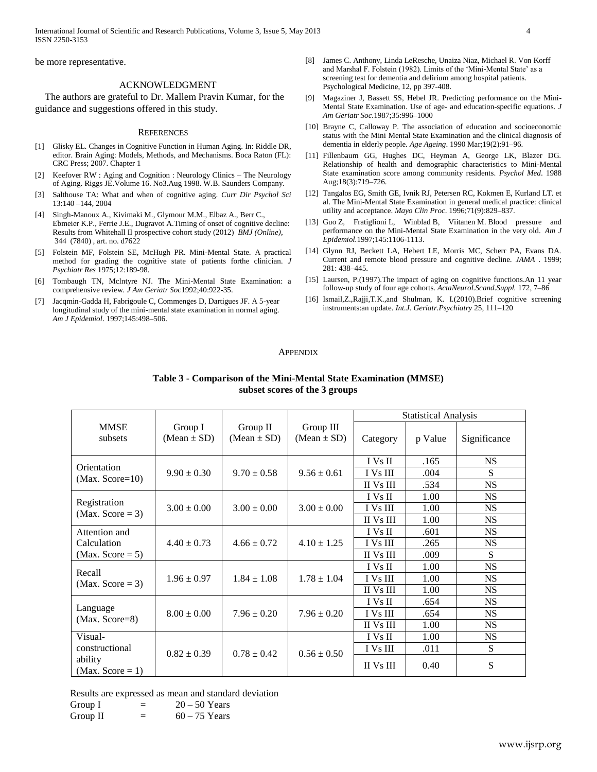be more representative.

## ACKNOWLEDGMENT

The authors are grateful to Dr. Mallem Pravin Kumar, for the guidance and suggestions offered in this study.

## REFERENCES

[1] Glisky EL. Changes in Cognitive Function in Human Aging. In: Riddle DR, editor. Brain Aging: Models, Methods, and Mechanisms. Boca Raton (FL): CRC Press; 2007. Chapter 1

[2] Keefover RW : Aging and Cognition : Neurology Clinics – The Neurology of Aging. Riggs JE.Volume 16. No3.Aug 1998. W.B. Saunders Company.

[3] Salthouse TA: What and when of cognitive aging. *Curr Dir Psychol Sci* 13:140 –144, 2004

[4] Singh-Manoux A., Kivimaki M., Glymour M.M., Elbaz A., Berr C., Ebmeier K.P., Ferrie J.E., Dugravot A.Timing of onset of cognitive decline: Results from Whitehall II prospective cohort study (2012) *BMJ (Online)*, 344 (7840) , art. no. d7622

[5] Folstein MF, Folstein SE, McHugh PR. Mini-Mental State. A practical method for grading the cognitive state of patients forthe clinician. *J Psychiatr Res* 1975;12:189-98.

[6] Tombaugh TN, Mclntyre NJ. The Mini-Mental State Examination: a comprehensive review. *J Am Geriatr Soc*1992;40:922-35.

[7] Jacqmin-Gadda H, Fabrigoule C, Commenges D, Dartigues JF. A 5-year longitudinal study of the mini-mental state examination in normal aging. *Am J Epidemiol*. 1997;145:498–506.

[8] James C. Anthony, Linda LeResche, Unaiza Niaz, Michael R. Von Korff and Marshal F. Folstein (1982). Limits of the 'Mini-Mental State' as a screening test for dementia and delirium among hospital patients. Psychological Medicine, 12, pp 397-408.

[9] Magaziner J, Bassett SS, Hebel JR. Predicting performance on the Mini-Mental State Examination. Use of age- and education-specific equations. *J Am Geriatr Soc.*1987;35:996–1000

[10] Brayne C, Calloway P. The association of education and socioeconomic status with the Mini Mental State Examination and the clinical diagnosis of dementia in elderly people. *Age Ageing*. 1990 Mar;19(2):91–96.

[11] Fillenbaum GG, Hughes DC, Heyman A, George LK, Blazer DG. Relationship of health and demographic characteristics to Mini-Mental State examination score among community residents. *Psychol Med*. 1988 Aug;18(3):719–726.

[12] Tangalos EG, Smith GE, Ivnik RJ, Petersen RC, Kokmen E, Kurland LT. et al. The Mini-Mental State Examination in general medical practice: clinical utility and acceptance. *Mayo Clin Proc*. 1996;71(9):829–837.

[13] Guo Z, Fratiglioni L, Winblad B, Viitanen M. Blood pressure and performance on the Mini-Mental State Examination in the very old. *Am J Epidemiol.*1997;145:1106-1113.

[14] Glynn RJ, Beckett LA, Hebert LE, Morris MC, Scherr PA, Evans DA. Current and remote blood pressure and cognitive decline. *JAMA* . 1999; 281: 438–445.

[15] Laursen, P.(1997).The impact of aging on cognitive functions.An 11 year follow-up study of four age cohorts. *ActaNeurol.Scand.Suppl.* 172, 7–86

[16] Ismail,Z.,Rajji,T.K.,and Shulman, K. I.(2010).Brief cognitive screening instruments:an update. *Int.J. Geriatr.Psychiatry* 25, 111–120

## APPENDIX

**Table 3 - Comparison of the Mini-Mental State Examination (MMSE) subset scores of the 3 groups**

| MMSE subsets | Group I (Mean ± SD) | Group II (Mean ± SD) | Group III (Mean ± SD) | Statistical Analysis | | |
|---|---|---|---|---|---|---|
| | | | | Category | p Value | Significance |
| Orientation (Max. Score=10) | 9.90 ± 0.30 | 9.70 ± 0.58 | 9.56 ± 0.61 | I Vs II | .165 | NS |
| | | | | I Vs III | .004 | S |
| | | | | II Vs III | .534 | NS |
| Registration (Max. Score = 3) | 3.00 ± 0.00 | 3.00 ± 0.00 | 3.00 ± 0.00 | I Vs II | 1.00 | NS |
| | | | | I Vs III | 1.00 | NS |
| | | | | II Vs III | 1.00 | NS |
| Attention and Calculation (Max. Score = 5) | 4.40 ± 0.73 | 4.66 ± 0.72 | 4.10 ± 1.25 | I Vs II | .601 | NS |
| | | | | I Vs III | .265 | NS |
| | | | | II Vs III | .009 | S |
| Recall (Max. Score = 3) | 1.96 ± 0.97 | 1.84 ± 1.08 | 1.78 ± 1.04 | I Vs II | 1.00 | NS |
| | | | | I Vs III | 1.00 | NS |
| | | | | II Vs III | 1.00 | NS |
| Language (Max. Score=8) | 8.00 ± 0.00 | 7.96 ± 0.20 | 7.96 ± 0.20 | I Vs II | .654 | NS |
| | | | | I Vs III | .654 | NS |
| | | | | II Vs III | 1.00 | NS |
| Visual-constructional ability (Max. Score = 1) | 0.82 ± 0.39 | 0.78 ± 0.42 | 0.56 ± 0.50 | I Vs II | 1.00 | NS |
| | | | | I Vs III | .011 | S |
| | | | | II Vs III | 0.40 | S |

Results are expressed as mean and standard deviation

Group I = 20 – 50 Years

Group II = 60 – 75 Years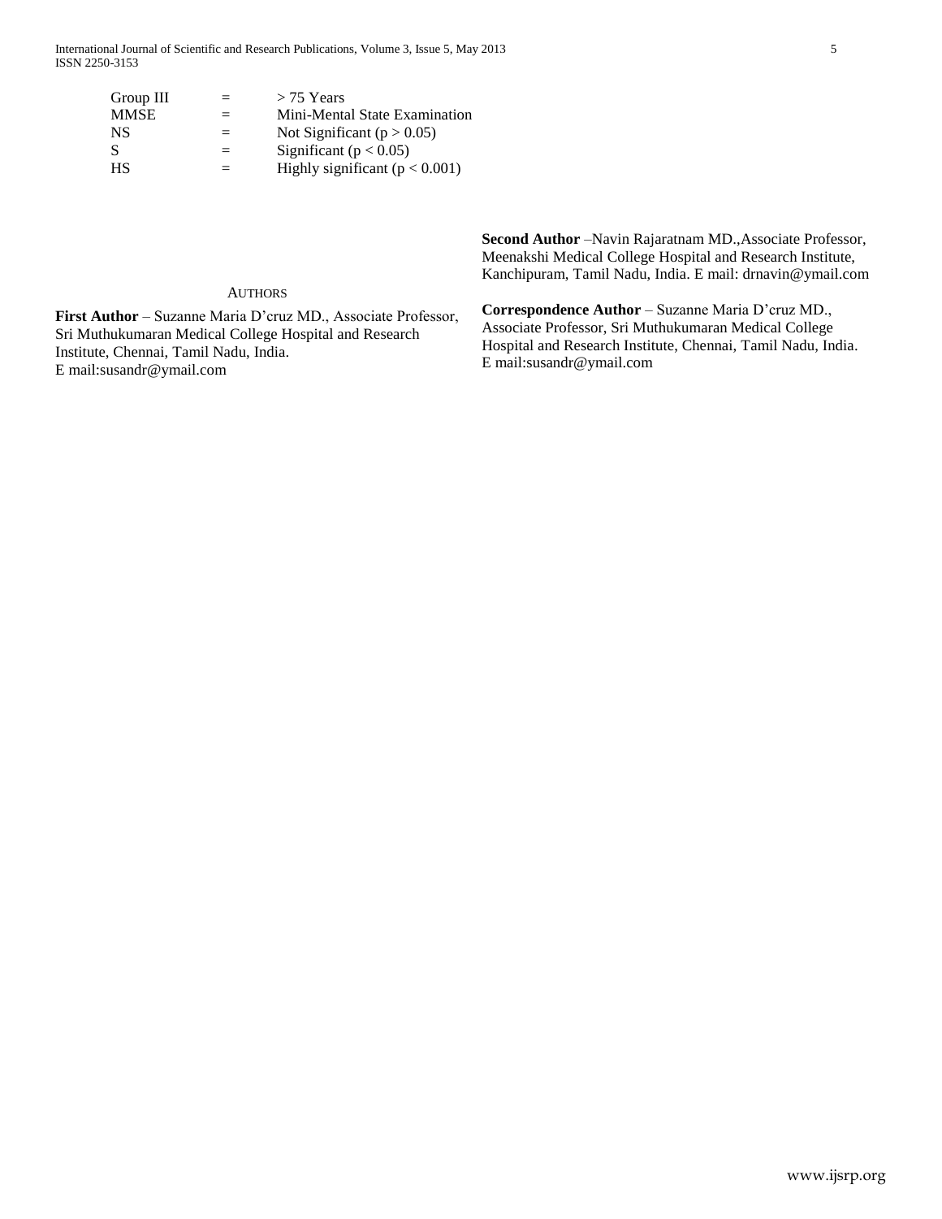| | | |
|---|---|---|
| Group III | = | > 75 Years |
| MMSE | = | Mini-Mental State Examination |
| NS | = | Not Significant ($p > 0.05$) |
| S | = | Significant ($p < 0.05$) |
| HS | = | Highly significant ($p < 0.001$) |

## AUTHORS

**First Author** – Suzanne Maria D'cruz MD., Associate Professor, Sri Muthukumaran Medical College Hospital and Research Institute, Chennai, Tamil Nadu, India.
E mail:susandr@ymail.com

**Second Author** –Navin Rajaratnam MD.,Associate Professor, Meenakshi Medical College Hospital and Research Institute, Kanchipuram, Tamil Nadu, India. E mail: drnavin@ymail.com

**Correspondence Author** – Suzanne Maria D'cruz MD., Associate Professor, Sri Muthukumaran Medical College Hospital and Research Institute, Chennai, Tamil Nadu, India.
E mail:susandr@ymail.com